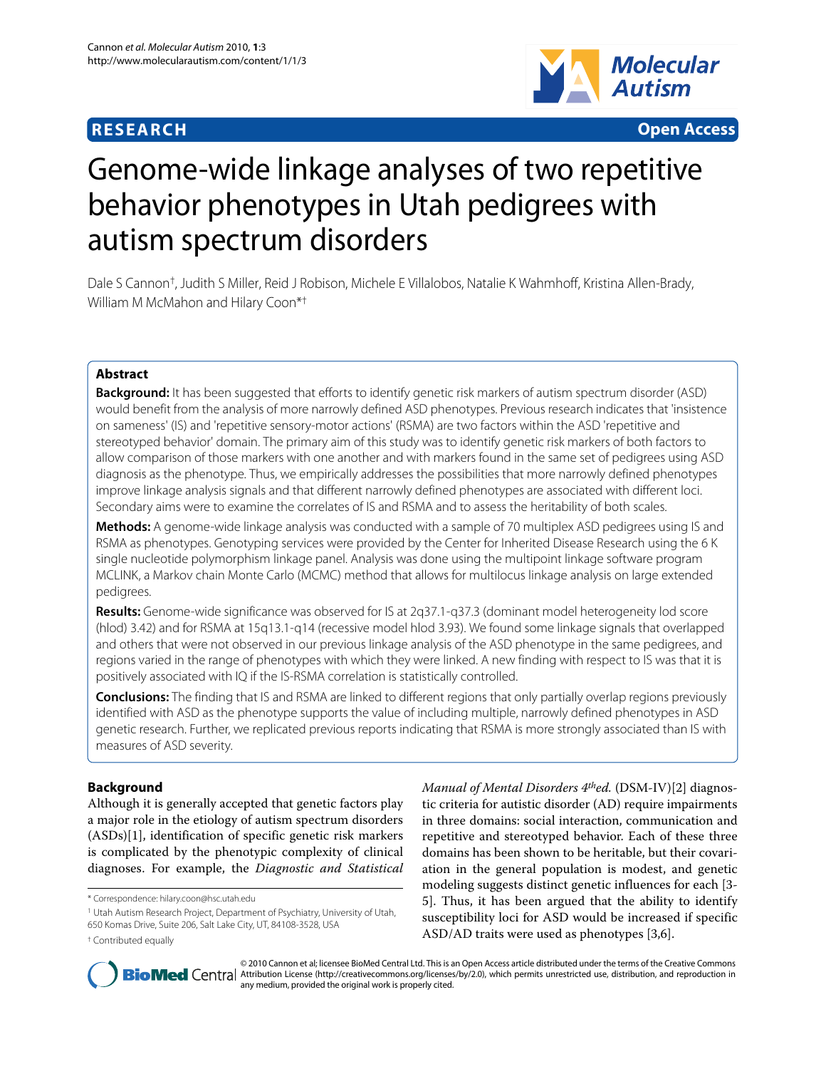**RESEARCH** **Open Access**

# Genome-wide linkage analyses of two repetitive behavior phenotypes in Utah pedigrees with autism spectrum disorders

Dale S Cannon[†], Judith S Miller, Reid J Robison, Michele E Villalobos, Natalie K Wahmhoff, Kristina Allen-Brady, William M McMahon and Hilary Coon*[†]

## Abstract

**Background:** It has been suggested that efforts to identify genetic risk markers of autism spectrum disorder (ASD) would benefit from the analysis of more narrowly defined ASD phenotypes. Previous research indicates that 'insistence on sameness' (IS) and 'repetitive sensory-motor actions' (RSMA) are two factors within the ASD 'repetitive and stereotyped behavior' domain. The primary aim of this study was to identify genetic risk markers of both factors to allow comparison of those markers with one another and with markers found in the same set of pedigrees using ASD diagnosis as the phenotype. Thus, we empirically addresses the possibilities that more narrowly defined phenotypes improve linkage analysis signals and that different narrowly defined phenotypes are associated with different loci. Secondary aims were to examine the correlates of IS and RSMA and to assess the heritability of both scales.

**Methods:** A genome-wide linkage analysis was conducted with a sample of 70 multiplex ASD pedigrees using IS and RSMA as phenotypes. Genotyping services were provided by the Center for Inherited Disease Research using the 6 K single nucleotide polymorphism linkage panel. Analysis was done using the multipoint linkage software program MCLINK, a Markov chain Monte Carlo (MCMC) method that allows for multilocus linkage analysis on large extended pedigrees.

**Results:** Genome-wide significance was observed for IS at 2q37.1-q37.3 (dominant model heterogeneity lod score (hlod) 3.42) and for RSMA at 15q13.1-q14 (recessive model hlod 3.93). We found some linkage signals that overlapped and others that were not observed in our previous linkage analysis of the ASD phenotype in the same pedigrees, and regions varied in the range of phenotypes with which they were linked. A new finding with respect to IS was that it is positively associated with IQ if the IS-RSMA correlation is statistically controlled.

**Conclusions:** The finding that IS and RSMA are linked to different regions that only partially overlap regions previously identified with ASD as the phenotype supports the value of including multiple, narrowly defined phenotypes in ASD genetic research. Further, we replicated previous reports indicating that RSMA is more strongly associated than IS with measures of ASD severity.

## Background

Although it is generally accepted that genetic factors play a major role in the etiology of autism spectrum disorders (ASDs)[1], identification of specific genetic risk markers is complicated by the phenotypic complexity of clinical diagnoses. For example, the *Diagnostic and Statistical Manual of Mental Disorders 4$^{th}$ed.* (DSM-IV)[2] diagnostic criteria for autistic disorder (AD) require impairments in three domains: social interaction, communication and repetitive and stereotyped behavior. Each of these three domains has been shown to be heritable, but their covariation in the general population is modest, and genetic modeling suggests distinct genetic influences for each [3-5]. Thus, it has been argued that the ability to identify susceptibility loci for ASD would be increased if specific ASD/AD traits were used as phenotypes [3,6].

\* Correspondence: hilary.coon@hsc.utah.edu

[1] Utah Autism Research Project, Department of Psychiatry, University of Utah, 650 Komas Drive, Suite 206, Salt Lake City, UT, 84108-3528, USA

[†] Contributed equally

© 2010 Cannon et al; licensee BioMed Central Ltd. This is an Open Access article distributed under the terms of the Creative Commons Attribution License (http://creativecommons.org/licenses/by/2.0), which permits unrestricted use, distribution, and reproduction in any medium, provided the original work is properly cited.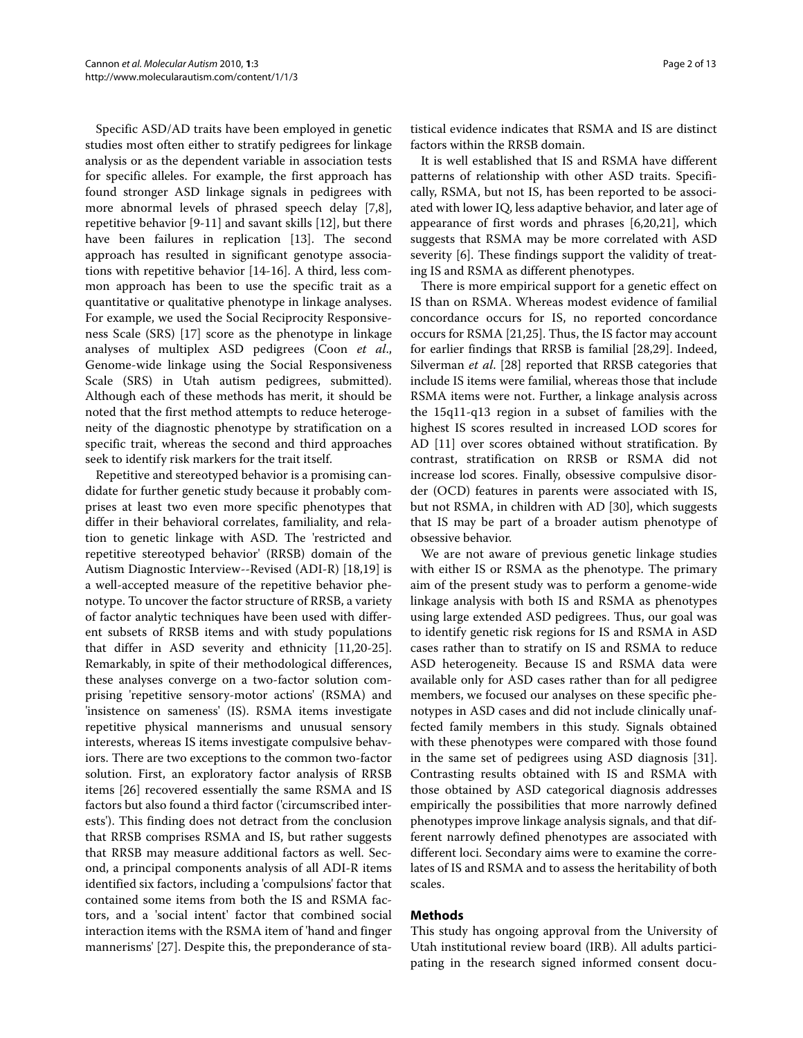Specific ASD/AD traits have been employed in genetic studies most often either to stratify pedigrees for linkage analysis or as the dependent variable in association tests for specific alleles. For example, the first approach has found stronger ASD linkage signals in pedigrees with more abnormal levels of phrased speech delay [7,8], repetitive behavior [9-11] and savant skills [12], but there have been failures in replication [13]. The second approach has resulted in significant genotype associations with repetitive behavior [14-16]. A third, less common approach has been to use the specific trait as a quantitative or qualitative phenotype in linkage analyses. For example, we used the Social Reciprocity Responsiveness Scale (SRS) [17] score as the phenotype in linkage analyses of multiplex ASD pedigrees (Coon *et al*., Genome-wide linkage using the Social Responsiveness Scale (SRS) in Utah autism pedigrees, submitted). Although each of these methods has merit, it should be noted that the first method attempts to reduce heterogeneity of the diagnostic phenotype by stratification on a specific trait, whereas the second and third approaches seek to identify risk markers for the trait itself.

Repetitive and stereotyped behavior is a promising candidate for further genetic study because it probably comprises at least two even more specific phenotypes that differ in their behavioral correlates, familiality, and relation to genetic linkage with ASD. The 'restricted and repetitive stereotyped behavior' (RRSB) domain of the Autism Diagnostic Interview--Revised (ADI-R) [18,19] is a well-accepted measure of the repetitive behavior phenotype. To uncover the factor structure of RRSB, a variety of factor analytic techniques have been used with different subsets of RRSB items and with study populations that differ in ASD severity and ethnicity [11,20-25]. Remarkably, in spite of their methodological differences, these analyses converge on a two-factor solution comprising 'repetitive sensory-motor actions' (RSMA) and 'insistence on sameness' (IS). RSMA items investigate repetitive physical mannerisms and unusual sensory interests, whereas IS items investigate compulsive behaviors. There are two exceptions to the common two-factor solution. First, an exploratory factor analysis of RRSB items [26] recovered essentially the same RSMA and IS factors but also found a third factor ('circumscribed interests'). This finding does not detract from the conclusion that RRSB comprises RSMA and IS, but rather suggests that RRSB may measure additional factors as well. Second, a principal components analysis of all ADI-R items identified six factors, including a 'compulsions' factor that contained some items from both the IS and RSMA factors, and a 'social intent' factor that combined social interaction items with the RSMA item of 'hand and finger mannerisms' [27]. Despite this, the preponderance of statistical evidence indicates that RSMA and IS are distinct factors within the RRSB domain.

It is well established that IS and RSMA have different patterns of relationship with other ASD traits. Specifically, RSMA, but not IS, has been reported to be associated with lower IQ, less adaptive behavior, and later age of appearance of first words and phrases [6,20,21], which suggests that RSMA may be more correlated with ASD severity [6]. These findings support the validity of treating IS and RSMA as different phenotypes.

There is more empirical support for a genetic effect on IS than on RSMA. Whereas modest evidence of familial concordance occurs for IS, no reported concordance occurs for RSMA [21,25]. Thus, the IS factor may account for earlier findings that RRSB is familial [28,29]. Indeed, Silverman *et al*. [28] reported that RRSB categories that include IS items were familial, whereas those that include RSMA items were not. Further, a linkage analysis across the 15q11-q13 region in a subset of families with the highest IS scores resulted in increased LOD scores for AD [11] over scores obtained without stratification. By contrast, stratification on RRSB or RSMA did not increase lod scores. Finally, obsessive compulsive disorder (OCD) features in parents were associated with IS, but not RSMA, in children with AD [30], which suggests that IS may be part of a broader autism phenotype of obsessive behavior.

We are not aware of previous genetic linkage studies with either IS or RSMA as the phenotype. The primary aim of the present study was to perform a genome-wide linkage analysis with both IS and RSMA as phenotypes using large extended ASD pedigrees. Thus, our goal was to identify genetic risk regions for IS and RSMA in ASD cases rather than to stratify on IS and RSMA to reduce ASD heterogeneity. Because IS and RSMA data were available only for ASD cases rather than for all pedigree members, we focused our analyses on these specific phenotypes in ASD cases and did not include clinically unaffected family members in this study. Signals obtained with these phenotypes were compared with those found in the same set of pedigrees using ASD diagnosis [31]. Contrasting results obtained with IS and RSMA with those obtained by ASD categorical diagnosis addresses empirically the possibilities that more narrowly defined phenotypes improve linkage analysis signals, and that different narrowly defined phenotypes are associated with different loci. Secondary aims were to examine the correlates of IS and RSMA and to assess the heritability of both scales.

## Methods

This study has ongoing approval from the University of Utah institutional review board (IRB). All adults participating in the research signed informed consent docu-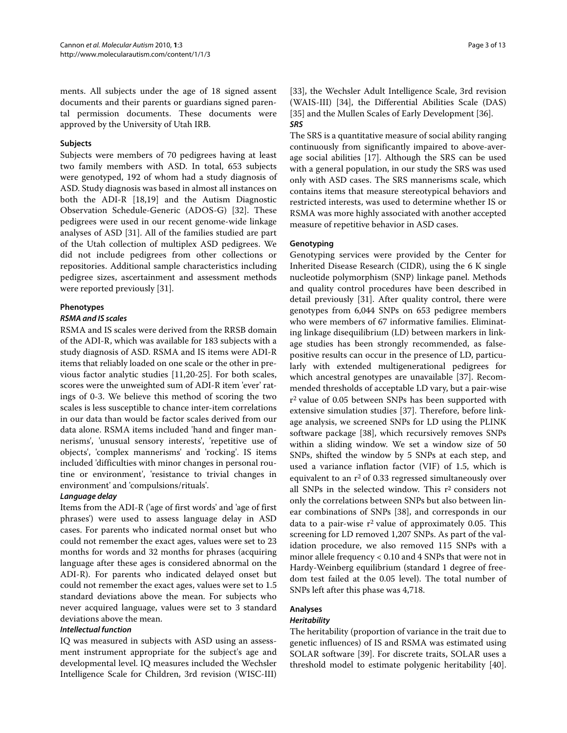ments. All subjects under the age of 18 signed assent documents and their parents or guardians signed parental permission documents. These documents were approved by the University of Utah IRB.

## Subjects

Subjects were members of 70 pedigrees having at least two family members with ASD. In total, 653 subjects were genotyped, 192 of whom had a study diagnosis of ASD. Study diagnosis was based in almost all instances on both the ADI-R [18,19] and the Autism Diagnostic Observation Schedule-Generic (ADOS-G) [32]. These pedigrees were used in our recent genome-wide linkage analyses of ASD [31]. All of the families studied are part of the Utah collection of multiplex ASD pedigrees. We did not include pedigrees from other collections or repositories. Additional sample characteristics including pedigree sizes, ascertainment and assessment methods were reported previously [31].

## Phenotypes

### *RSMA and IS scales*

RSMA and IS scales were derived from the RRSB domain of the ADI-R, which was available for 183 subjects with a study diagnosis of ASD. RSMA and IS items were ADI-R items that reliably loaded on one scale or the other in previous factor analytic studies [11,20-25]. For both scales, scores were the unweighted sum of ADI-R item 'ever' ratings of 0-3. We believe this method of scoring the two scales is less susceptible to chance inter-item correlations in our data than would be factor scales derived from our data alone. RSMA items included 'hand and finger mannerisms', 'unusual sensory interests', 'repetitive use of objects', 'complex mannerisms' and 'rocking'. IS items included 'difficulties with minor changes in personal routine or environment', 'resistance to trivial changes in environment' and 'compulsions/rituals'.

### *Language delay*

Items from the ADI-R ('age of first words' and 'age of first phrases') were used to assess language delay in ASD cases. For parents who indicated normal onset but who could not remember the exact ages, values were set to 23 months for words and 32 months for phrases (acquiring language after these ages is considered abnormal on the ADI-R). For parents who indicated delayed onset but could not remember the exact ages, values were set to 1.5 standard deviations above the mean. For subjects who never acquired language, values were set to 3 standard deviations above the mean.

### *Intellectual function*

IQ was measured in subjects with ASD using an assessment instrument appropriate for the subject's age and developmental level. IQ measures included the Wechsler Intelligence Scale for Children, 3rd revision (WISC-III) [33], the Wechsler Adult Intelligence Scale, 3rd revision (WAIS-III) [34], the Differential Abilities Scale (DAS) [35] and the Mullen Scales of Early Development [36].

### *SRS*

The SRS is a quantitative measure of social ability ranging continuously from significantly impaired to above-average social abilities [17]. Although the SRS can be used with a general population, in our study the SRS was used only with ASD cases. The SRS mannerisms scale, which contains items that measure stereotypical behaviors and restricted interests, was used to determine whether IS or RSMA was more highly associated with another accepted measure of repetitive behavior in ASD cases.

## Genotyping

Genotyping services were provided by the Center for Inherited Disease Research (CIDR), using the 6 K single nucleotide polymorphism (SNP) linkage panel. Methods and quality control procedures have been described in detail previously [31]. After quality control, there were genotypes from 6,044 SNPs on 653 pedigree members who were members of 67 informative families. Eliminating linkage disequilibrium (LD) between markers in linkage studies has been strongly recommended, as false-positive results can occur in the presence of LD, particularly with extended multigenerational pedigrees for which ancestral genotypes are unavailable [37]. Recommended thresholds of acceptable LD vary, but a pair-wise $r^2$ value of 0.05 between SNPs has been supported with extensive simulation studies [37]. Therefore, before linkage analysis, we screened SNPs for LD using the PLINK software package [38], which recursively removes SNPs within a sliding window. We set a window size of 50 SNPs, shifted the window by 5 SNPs at each step, and used a variance inflation factor (VIF) of 1.5, which is equivalent to an $r^2$ of 0.33 regressed simultaneously over all SNPs in the selected window. This $r^2$ considers not only the correlations between SNPs but also between linear combinations of SNPs [38], and corresponds in our data to a pair-wise $r^2$ value of approximately 0.05. This screening for LD removed 1,207 SNPs. As part of the validation procedure, we also removed 115 SNPs with a minor allele frequency < 0.10 and 4 SNPs that were not in Hardy-Weinberg equilibrium (standard 1 degree of freedom test failed at the 0.05 level). The total number of SNPs left after this phase was 4,718.

## Analyses

### *Heritability*

The heritability (proportion of variance in the trait due to genetic influences) of IS and RSMA was estimated using SOLAR software [39]. For discrete traits, SOLAR uses a threshold model to estimate polygenic heritability [40].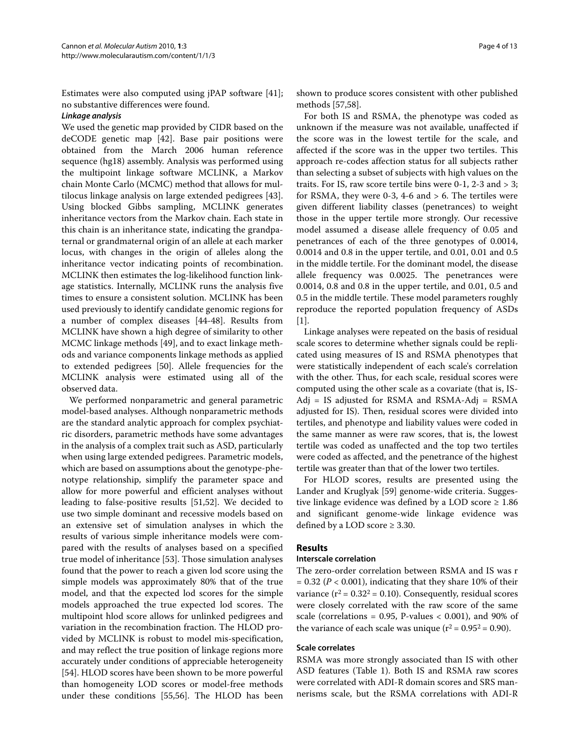Estimates were also computed using jPAP software [41]; no substantive differences were found.

#### *Linkage analysis*

We used the genetic map provided by CIDR based on the deCODE genetic map [42]. Base pair positions were obtained from the March 2006 human reference sequence (hg18) assembly. Analysis was performed using the multipoint linkage software MCLINK, a Markov chain Monte Carlo (MCMC) method that allows for multilocus linkage analysis on large extended pedigrees [43]. Using blocked Gibbs sampling, MCLINK generates inheritance vectors from the Markov chain. Each state in this chain is an inheritance state, indicating the grandpaternal or grandmaternal origin of an allele at each marker locus, with changes in the origin of alleles along the inheritance vector indicating points of recombination. MCLINK then estimates the log-likelihood function linkage statistics. Internally, MCLINK runs the analysis five times to ensure a consistent solution. MCLINK has been used previously to identify candidate genomic regions for a number of complex diseases [44-48]. Results from MCLINK have shown a high degree of similarity to other MCMC linkage methods [49], and to exact linkage methods and variance components linkage methods as applied to extended pedigrees [50]. Allele frequencies for the MCLINK analysis were estimated using all of the observed data.

We performed nonparametric and general parametric model-based analyses. Although nonparametric methods are the standard analytic approach for complex psychiatric disorders, parametric methods have some advantages in the analysis of a complex trait such as ASD, particularly when using large extended pedigrees. Parametric models, which are based on assumptions about the genotype-phenotype relationship, simplify the parameter space and allow for more powerful and efficient analyses without leading to false-positive results [51,52]. We decided to use two simple dominant and recessive models based on an extensive set of simulation analyses in which the results of various simple inheritance models were compared with the results of analyses based on a specified true model of inheritance [53]. Those simulation analyses found that the power to reach a given lod score using the simple models was approximately 80% that of the true model, and that the expected lod scores for the simple models approached the true expected lod scores. The multipoint hlod score allows for unlinked pedigrees and variation in the recombination fraction. The HLOD provided by MCLINK is robust to model mis-specification, and may reflect the true position of linkage regions more accurately under conditions of appreciable heterogeneity [54]. HLOD scores have been shown to be more powerful than homogeneity LOD scores or model-free methods under these conditions [55,56]. The HLOD has been shown to produce scores consistent with other published methods [57,58].

For both IS and RSMA, the phenotype was coded as unknown if the measure was not available, unaffected if the score was in the lowest tertile for the scale, and affected if the score was in the upper two tertiles. This approach re-codes affection status for all subjects rather than selecting a subset of subjects with high values on the traits. For IS, raw score tertile bins were 0-1, 2-3 and > 3; for RSMA, they were 0-3, 4-6 and > 6. The tertiles were given different liability classes (penetrances) to weight those in the upper tertile more strongly. Our recessive model assumed a disease allele frequency of 0.05 and penetrances of each of the three genotypes of 0.0014, 0.0014 and 0.8 in the upper tertile, and 0.01, 0.01 and 0.5 in the middle tertile. For the dominant model, the disease allele frequency was 0.0025. The penetrances were 0.0014, 0.8 and 0.8 in the upper tertile, and 0.01, 0.5 and 0.5 in the middle tertile. These model parameters roughly reproduce the reported population frequency of ASDs [1].

Linkage analyses were repeated on the basis of residual scale scores to determine whether signals could be replicated using measures of IS and RSMA phenotypes that were statistically independent of each scale's correlation with the other. Thus, for each scale, residual scores were computed using the other scale as a covariate (that is, IS-Adj = IS adjusted for RSMA and RSMA-Adj = RSMA adjusted for IS). Then, residual scores were divided into tertiles, and phenotype and liability values were coded in the same manner as were raw scores, that is, the lowest tertile was coded as unaffected and the top two tertiles were coded as affected, and the penetrance of the highest tertile was greater than that of the lower two tertiles.

For HLOD scores, results are presented using the Lander and Kruglyak [59] genome-wide criteria. Suggestive linkage evidence was defined by a LOD score ≥ 1.86 and significant genome-wide linkage evidence was defined by a LOD score ≥ 3.30.

## Results

### Interscale correlation

The zero-order correlation between RSMA and IS was $r = 0.32$ ($P < 0.001$), indicating that they share 10% of their variance ($r^2 = 0.32^2 = 0.10$). Consequently, residual scores were closely correlated with the raw score of the same scale (correlations = 0.95, P-values < 0.001), and 90% of the variance of each scale was unique ($r^2 = 0.95^2 = 0.90$).

### Scale correlates

RSMA was more strongly associated than IS with other ASD features (Table 1). Both IS and RSMA raw scores were correlated with ADI-R domain scores and SRS mannerisms scale, but the RSMA correlations with ADI-R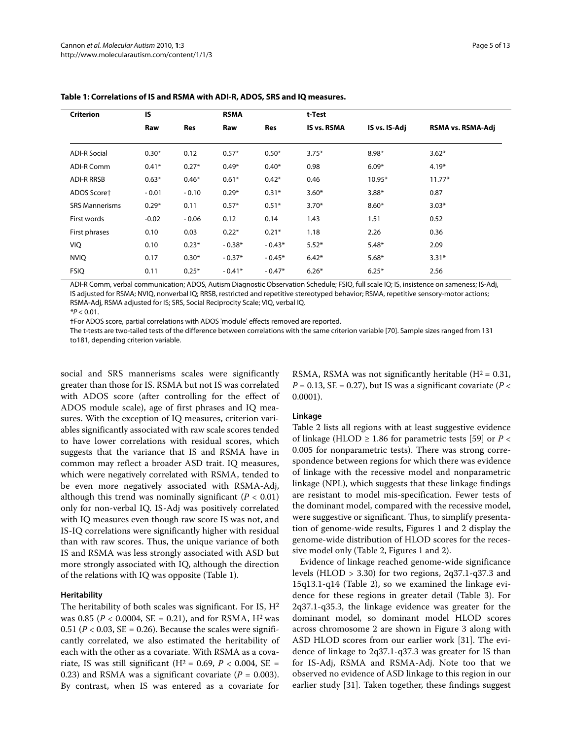**Table 1: Correlations of IS and RSMA with ADI-R, ADOS, SRS and IQ measures.**

| Criterion | IS | | RSMA | | t-Test | | |
|---|---|---|---|---|---|---|---|
| | Raw | Res | Raw | Res | IS vs. RSMA | IS vs. IS-Adj | RSMA vs. RSMA-Adj |
| ADI-R Social | 0.30* | 0.12 | 0.57* | 0.50* | 3.75* | 8.98* | 3.62* |
| ADI-R Comm | 0.41* | 0.27* | 0.49* | 0.40* | 0.98 | 6.09* | 4.19* |
| ADI-R RRSB | 0.63* | 0.46* | 0.61* | 0.42* | 0.46 | 10.95* | 11.77* |
| ADOS Score† | - 0.01 | - 0.10 | 0.29* | 0.31* | 3.60* | 3.88* | 0.87 |
| SRS Mannerisms | 0.29* | 0.11 | 0.57* | 0.51* | 3.70* | 8.60* | 3.03* |
| First words | -0.02 | - 0.06 | 0.12 | 0.14 | 1.43 | 1.51 | 0.52 |
| First phrases | 0.10 | 0.03 | 0.22* | 0.21* | 1.18 | 2.26 | 0.36 |
| VIQ | 0.10 | 0.23* | - 0.38* | - 0.43* | 5.52* | 5.48* | 2.09 |
| NVIQ | 0.17 | 0.30* | - 0.37* | - 0.45* | 6.42* | 5.68* | 3.31* |
| FSIQ | 0.11 | 0.25* | - 0.41* | - 0.47* | 6.26* | 6.25* | 2.56 |

ADI-R Comm, verbal communication; ADOS, Autism Diagnostic Observation Schedule; FSIQ, full scale IQ; IS, insistence on sameness; IS-Adj, IS adjusted for RSMA; NVIQ, nonverbal IQ; RRSB, restricted and repetitive stereotyped behavior; RSMA, repetitive sensory-motor actions; RSMA-Adj, RSMA adjusted for IS; SRS, Social Reciprocity Scale; VIQ, verbal IQ.

*$P < 0.01$.

†For ADOS score, partial correlations with ADOS 'module' effects removed are reported.

The t-tests are two-tailed tests of the difference between correlations with the same criterion variable [70]. Sample sizes ranged from 131 to181, depending criterion variable.

social and SRS mannerisms scales were significantly greater than those for IS. RSMA but not IS was correlated with ADOS score (after controlling for the effect of ADOS module scale), age of first phrases and IQ measures. With the exception of IQ measures, criterion variables significantly associated with raw scale scores tended to have lower correlations with residual scores, which suggests that the variance that IS and RSMA have in common may reflect a broader ASD trait. IQ measures, which were negatively correlated with RSMA, tended to be even more negatively associated with RSMA-Adj, although this trend was nominally significant ($P < 0.01$) only for non-verbal IQ. IS-Adj was positively correlated with IQ measures even though raw score IS was not, and IS-IQ correlations were significantly higher with residual than with raw scores. Thus, the unique variance of both IS and RSMA was less strongly associated with ASD but more strongly associated with IQ, although the direction of the relations with IQ was opposite (Table 1).

### Heritability

The heritability of both scales was significant. For IS, $H^2$ was 0.85 ($P < 0.0004$, SE = 0.21), and for RSMA, $H^2$ was 0.51 ($P < 0.03$, SE = 0.26). Because the scales were significantly correlated, we also estimated the heritability of each with the other as a covariate. With RSMA as a covariate, IS was still significant ($H^2 = 0.69$, $P < 0.004$, SE = 0.23) and RSMA was a significant covariate ($P = 0.003$). By contrast, when IS was entered as a covariate for RSMA, RSMA was not significantly heritable ($H^2 = 0.31$, $P = 0.13$, SE = 0.27), but IS was a significant covariate ($P < 0.0001$).

### Linkage

Table 2 lists all regions with at least suggestive evidence of linkage (HLOD ≥ 1.86 for parametric tests [59] or $P < 0.005$ for nonparametric tests). There was strong correspondence between regions for which there was evidence of linkage with the recessive model and nonparametric linkage (NPL), which suggests that these linkage findings are resistant to model mis-specification. Fewer tests of the dominant model, compared with the recessive model, were suggestive or significant. Thus, to simplify presentation of genome-wide results, Figures 1 and 2 display the genome-wide distribution of HLOD scores for the recessive model only (Table 2, Figures 1 and 2).

Evidence of linkage reached genome-wide significance levels (HLOD > 3.30) for two regions, 2q37.1-q37.3 and 15q13.1-q14 (Table 2), so we examined the linkage evidence for these regions in greater detail (Table 3). For 2q37.1-q35.3, the linkage evidence was greater for the dominant model, so dominant model HLOD scores across chromosome 2 are shown in Figure 3 along with ASD HLOD scores from our earlier work [31]. The evidence of linkage to 2q37.1-q37.3 was greater for IS than for IS-Adj, RSMA and RSMA-Adj. Note too that we observed no evidence of ASD linkage to this region in our earlier study [31]. Taken together, these findings suggest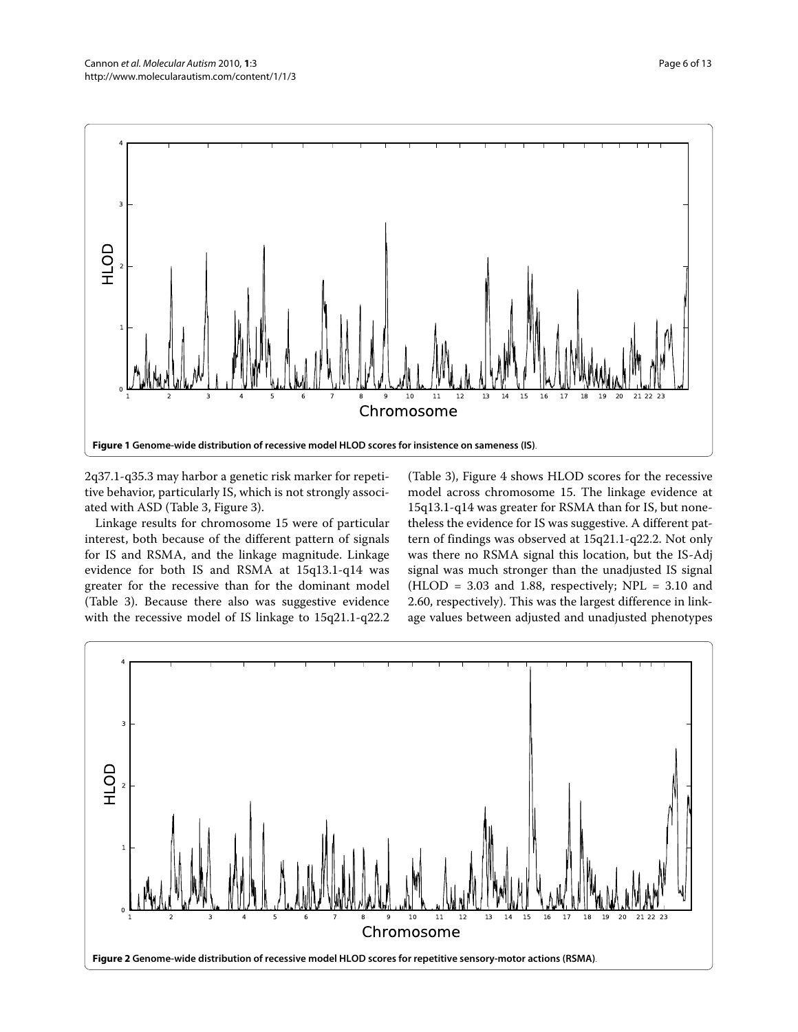**Figure 1 Genome-wide distribution of recessive model HLOD scores for insistence on sameness (IS)**.

2q37.1-q35.3 may harbor a genetic risk marker for repetitive behavior, particularly IS, which is not strongly associated with ASD (Table 3, Figure 3).

Linkage results for chromosome 15 were of particular interest, both because of the different pattern of signals for IS and RSMA, and the linkage magnitude. Linkage evidence for both IS and RSMA at 15q13.1-q14 was greater for the recessive than for the dominant model (Table 3). Because there also was suggestive evidence with the recessive model of IS linkage to 15q21.1-q22.2 (Table 3), Figure 4 shows HLOD scores for the recessive model across chromosome 15. The linkage evidence at 15q13.1-q14 was greater for RSMA than for IS, but nonetheless the evidence for IS was suggestive. A different pattern of findings was observed at 15q21.1-q22.2. Not only was there no RSMA signal this location, but the IS-Adj signal was much stronger than the unadjusted IS signal (HLOD = 3.03 and 1.88, respectively; NPL = 3.10 and 2.60, respectively). This was the largest difference in linkage values between adjusted and unadjusted phenotypes

**Figure 2 Genome-wide distribution of recessive model HLOD scores for repetitive sensory-motor actions (RSMA)**.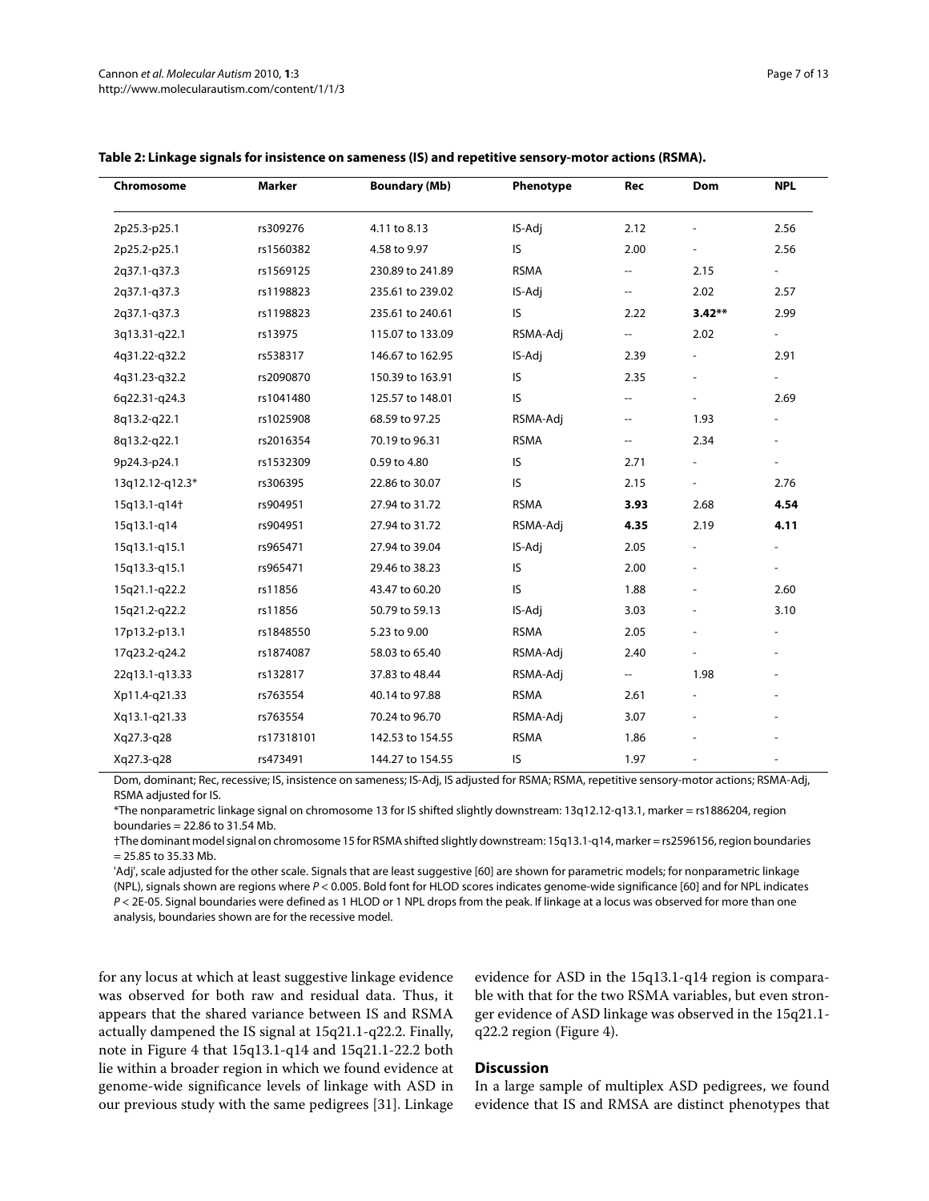**Table 2: Linkage signals for insistence on sameness (IS) and repetitive sensory-motor actions (RSMA).**

| Chromosome | Marker | Boundary (Mb) | Phenotype | Rec | Dom | NPL |
|---|---|---|---|---|---|---|
| 2p25.3-p25.1 | rs309276 | 4.11 to 8.13 | IS-Adj | 2.12 | - | 2.56 |
| 2p25.2-p25.1 | rs1560382 | 4.58 to 9.97 | IS | 2.00 | - | 2.56 |
| 2q37.1-q37.3 | rs1569125 | 230.89 to 241.89 | RSMA | -- | 2.15 | - |
| 2q37.1-q37.3 | rs1198823 | 235.61 to 239.02 | IS-Adj | -- | 2.02 | 2.57 |
| 2q37.1-q37.3 | rs1198823 | 235.61 to 240.61 | IS | 2.22 | **3.42**** | 2.99 |
| 3q13.31-q22.1 | rs13975 | 115.07 to 133.09 | RSMA-Adj | -- | 2.02 | - |
| 4q31.22-q32.2 | rs538317 | 146.67 to 162.95 | IS-Adj | 2.39 | - | 2.91 |
| 4q31.23-q32.2 | rs2090870 | 150.39 to 163.91 | IS | 2.35 | - | - |
| 6q22.31-q24.3 | rs1041480 | 125.57 to 148.01 | IS | -- | - | 2.69 |
| 8q13.2-q22.1 | rs1025908 | 68.59 to 97.25 | RSMA-Adj | -- | 1.93 | - |
| 8q13.2-q22.1 | rs2016354 | 70.19 to 96.31 | RSMA | -- | 2.34 | - |
| 9p24.3-p24.1 | rs1532309 | 0.59 to 4.80 | IS | 2.71 | - | - |
| 13q12.12-q12.3* | rs306395 | 22.86 to 30.07 | IS | 2.15 | - | 2.76 |
| 15q13.1-q14† | rs904951 | 27.94 to 31.72 | RSMA | **3.93** | 2.68 | **4.54** |
| 15q13.1-q14 | rs904951 | 27.94 to 31.72 | RSMA-Adj | **4.35** | 2.19 | **4.11** |
| 15q13.1-q15.1 | rs965471 | 27.94 to 39.04 | IS-Adj | 2.05 | - | - |
| 15q13.3-q15.1 | rs965471 | 29.46 to 38.23 | IS | 2.00 | - | - |
| 15q21.1-q22.2 | rs11856 | 43.47 to 60.20 | IS | 1.88 | - | 2.60 |
| 15q21.2-q22.2 | rs11856 | 50.79 to 59.13 | IS-Adj | 3.03 | - | 3.10 |
| 17p13.2-p13.1 | rs1848550 | 5.23 to 9.00 | RSMA | 2.05 | - | - |
| 17q23.2-q24.2 | rs1874087 | 58.03 to 65.40 | RSMA-Adj | 2.40 | - | - |
| 22q13.1-q13.33 | rs132817 | 37.83 to 48.44 | RSMA-Adj | -- | 1.98 | - |
| Xp11.4-q21.33 | rs763554 | 40.14 to 97.88 | RSMA | 2.61 | - | - |
| Xq13.1-q21.33 | rs763554 | 70.24 to 96.70 | RSMA-Adj | 3.07 | - | - |
| Xq27.3-q28 | rs17318101 | 142.53 to 154.55 | RSMA | 1.86 | - | - |
| Xq27.3-q28 | rs473491 | 144.27 to 154.55 | IS | 1.97 | - | - |

Dom, dominant; Rec, recessive; IS, insistence on sameness; IS-Adj, IS adjusted for RSMA; RSMA, repetitive sensory-motor actions; RSMA-Adj, RSMA adjusted for IS.

*The nonparametric linkage signal on chromosome 13 for IS shifted slightly downstream: 13q12.12-q13.1, marker = rs1886204, region boundaries = 22.86 to 31.54 Mb.

†The dominant model signal on chromosome 15 for RSMA shifted slightly downstream: 15q13.1-q14, marker = rs2596156, region boundaries = 25.85 to 35.33 Mb.

'Adj', scale adjusted for the other scale. Signals that are least suggestive [60] are shown for parametric models; for nonparametric linkage (NPL), signals shown are regions where $P < 0.005$. Bold font for HLOD scores indicates genome-wide significance [60] and for NPL indicates $P < 2E\text{-}05$. Signal boundaries were defined as 1 HLOD or 1 NPL drops from the peak. If linkage at a locus was observed for more than one analysis, boundaries shown are for the recessive model.

for any locus at which at least suggestive linkage evidence was observed for both raw and residual data. Thus, it appears that the shared variance between IS and RSMA actually dampened the IS signal at 15q21.1-q22.2. Finally, note in Figure 4 that 15q13.1-q14 and 15q21.1-22.2 both lie within a broader region in which we found evidence at genome-wide significance levels of linkage with ASD in our previous study with the same pedigrees [31]. Linkage evidence for ASD in the 15q13.1-q14 region is comparable with that for the two RSMA variables, but even stronger evidence of ASD linkage was observed in the 15q21.1-q22.2 region (Figure 4).

## Discussion

In a large sample of multiplex ASD pedigrees, we found evidence that IS and RMSA are distinct phenotypes that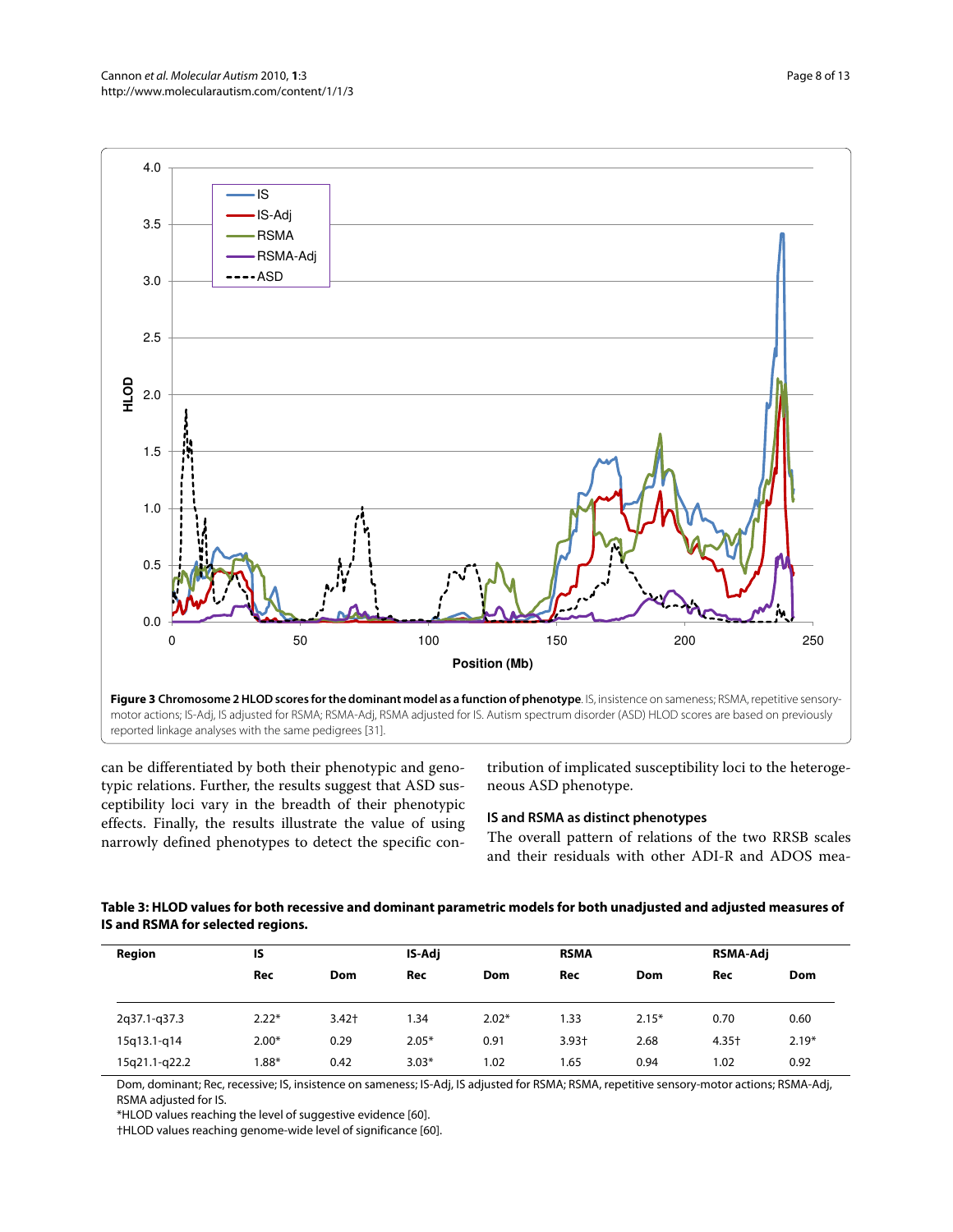**Figure 3 Chromosome 2 HLOD scores for the dominant model as a function of phenotype**. IS, insistence on sameness; RSMA, repetitive sensory-motor actions; IS-Adj, IS adjusted for RSMA; RSMA-Adj, RSMA adjusted for IS. Autism spectrum disorder (ASD) HLOD scores are based on previously reported linkage analyses with the same pedigrees [31].

can be differentiated by both their phenotypic and genotypic relations. Further, the results suggest that ASD susceptibility loci vary in the breadth of their phenotypic effects. Finally, the results illustrate the value of using narrowly defined phenotypes to detect the specific contribution of implicated susceptibility loci to the heterogeneous ASD phenotype.

### IS and RSMA as distinct phenotypes

The overall pattern of relations of the two RRSB scales and their residuals with other ADI-R and ADOS mea-

**Table 3: HLOD values for both recessive and dominant parametric models for both unadjusted and adjusted measures of IS and RSMA for selected regions.**

| Region | IS | | IS-Adj | | RSMA | | RSMA-Adj | |
|---|---|---|---|---|---|---|---|---|
| | Rec | Dom | Rec | Dom | Rec | Dom | Rec | Dom |
| 2q37.1-q37.3 | 2.22* | 3.42† | 1.34 | 2.02* | 1.33 | 2.15* | 0.70 | 0.60 |
| 15q13.1-q14 | 2.00* | 0.29 | 2.05* | 0.91 | 3.93† | 2.68 | 4.35† | 2.19* |
| 15q21.1-q22.2 | 1.88* | 0.42 | 3.03* | 1.02 | 1.65 | 0.94 | 1.02 | 0.92 |

Dom, dominant; Rec, recessive; IS, insistence on sameness; IS-Adj, IS adjusted for RSMA; RSMA, repetitive sensory-motor actions; RSMA-Adj, RSMA adjusted for IS.

*HLOD values reaching the level of suggestive evidence [60].

†HLOD values reaching genome-wide level of significance [60].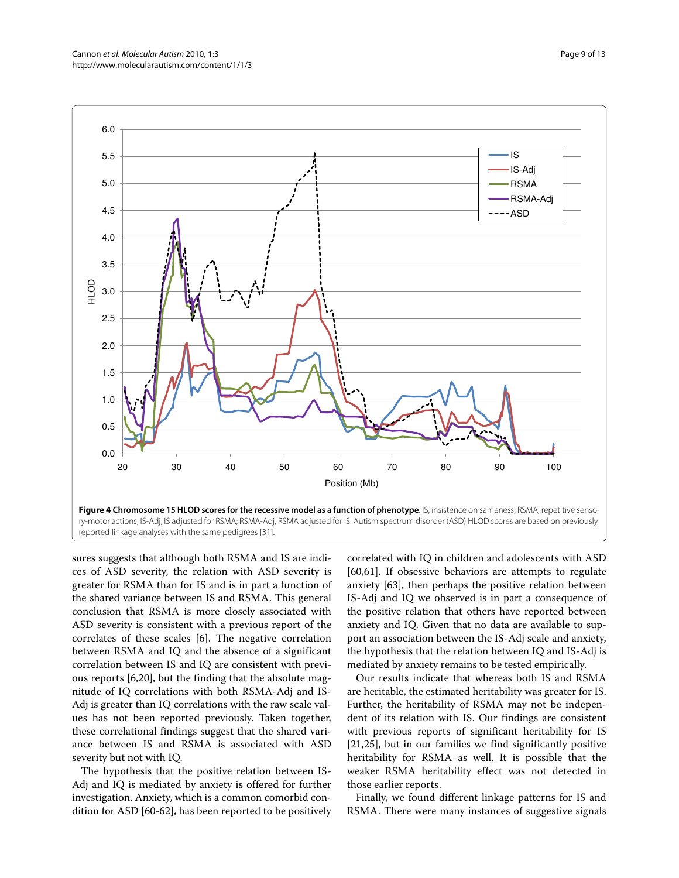**Figure 4 Chromosome 15 HLOD scores for the recessive model as a function of phenotype**. IS, insistence on sameness; RSMA, repetitive sensory-motor actions; IS-Adj, IS adjusted for RSMA; RSMA-Adj, RSMA adjusted for IS. Autism spectrum disorder (ASD) HLOD scores are based on previously reported linkage analyses with the same pedigrees [31].

sures suggests that although both RSMA and IS are indices of ASD severity, the relation with ASD severity is greater for RSMA than for IS and is in part a function of the shared variance between IS and RSMA. This general conclusion that RSMA is more closely associated with ASD severity is consistent with a previous report of the correlates of these scales [6]. The negative correlation between RSMA and IQ and the absence of a significant correlation between IS and IQ are consistent with previous reports [6,20], but the finding that the absolute magnitude of IQ correlations with both RSMA-Adj and IS-Adj is greater than IQ correlations with the raw scale values has not been reported previously. Taken together, these correlational findings suggest that the shared variance between IS and RSMA is associated with ASD severity but not with IQ.

The hypothesis that the positive relation between IS-Adj and IQ is mediated by anxiety is offered for further investigation. Anxiety, which is a common comorbid condition for ASD [60-62], has been reported to be positively correlated with IQ in children and adolescents with ASD [60,61]. If obsessive behaviors are attempts to regulate anxiety [63], then perhaps the positive relation between IS-Adj and IQ we observed is in part a consequence of the positive relation that others have reported between anxiety and IQ. Given that no data are available to support an association between the IS-Adj scale and anxiety, the hypothesis that the relation between IQ and IS-Adj is mediated by anxiety remains to be tested empirically.

Our results indicate that whereas both IS and RSMA are heritable, the estimated heritability was greater for IS. Further, the heritability of RSMA may not be independent of its relation with IS. Our findings are consistent with previous reports of significant heritability for IS [21,25], but in our families we find significantly positive heritability for RSMA as well. It is possible that the weaker RSMA heritability effect was not detected in those earlier reports.

Finally, we found different linkage patterns for IS and RSMA. There were many instances of suggestive signals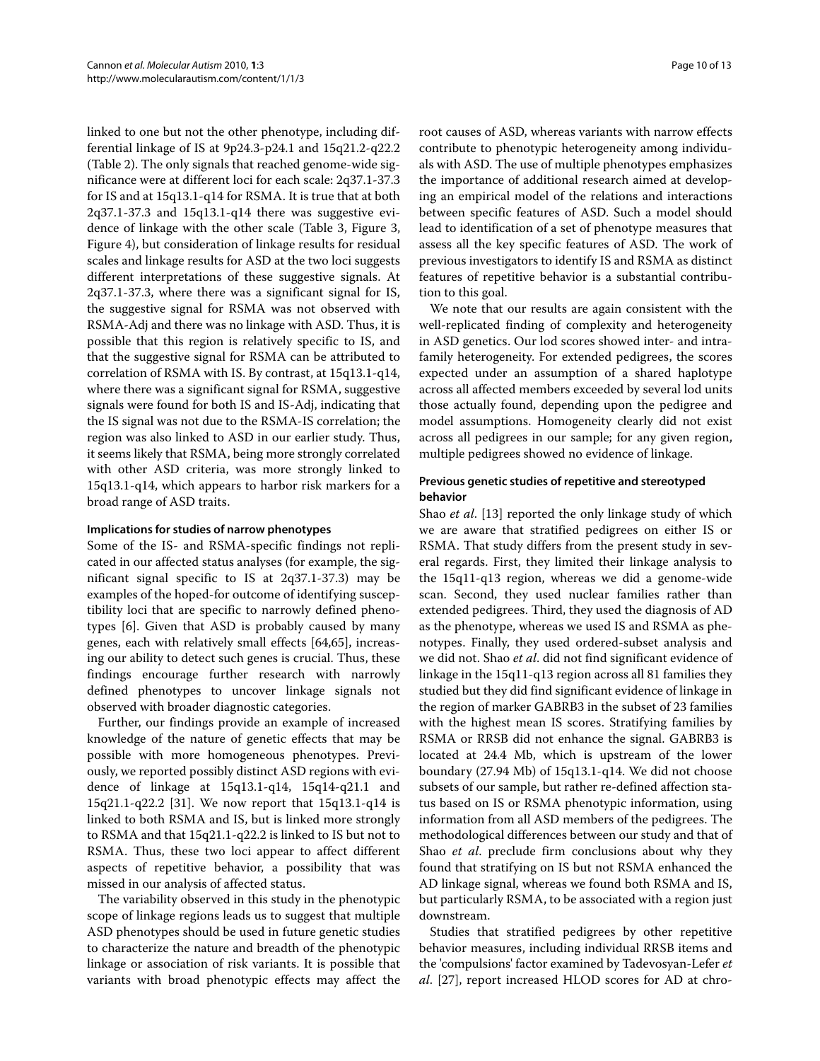linked to one but not the other phenotype, including differential linkage of IS at 9p24.3-p24.1 and 15q21.2-q22.2 (Table 2). The only signals that reached genome-wide significance were at different loci for each scale: 2q37.1-37.3 for IS and at 15q13.1-q14 for RSMA. It is true that at both 2q37.1-37.3 and 15q13.1-q14 there was suggestive evidence of linkage with the other scale (Table 3, Figure 3, Figure 4), but consideration of linkage results for residual scales and linkage results for ASD at the two loci suggests different interpretations of these suggestive signals. At 2q37.1-37.3, where there was a significant signal for IS, the suggestive signal for RSMA was not observed with RSMA-Adj and there was no linkage with ASD. Thus, it is possible that this region is relatively specific to IS, and that the suggestive signal for RSMA can be attributed to correlation of RSMA with IS. By contrast, at 15q13.1-q14, where there was a significant signal for RSMA, suggestive signals were found for both IS and IS-Adj, indicating that the IS signal was not due to the RSMA-IS correlation; the region was also linked to ASD in our earlier study. Thus, it seems likely that RSMA, being more strongly correlated with other ASD criteria, was more strongly linked to 15q13.1-q14, which appears to harbor risk markers for a broad range of ASD traits.

#### Implications for studies of narrow phenotypes

Some of the IS- and RSMA-specific findings not replicated in our affected status analyses (for example, the significant signal specific to IS at 2q37.1-37.3) may be examples of the hoped-for outcome of identifying susceptibility loci that are specific to narrowly defined phenotypes [6]. Given that ASD is probably caused by many genes, each with relatively small effects [64,65], increasing our ability to detect such genes is crucial. Thus, these findings encourage further research with narrowly defined phenotypes to uncover linkage signals not observed with broader diagnostic categories.

Further, our findings provide an example of increased knowledge of the nature of genetic effects that may be possible with more homogeneous phenotypes. Previously, we reported possibly distinct ASD regions with evidence of linkage at 15q13.1-q14, 15q14-q21.1 and 15q21.1-q22.2 [31]. We now report that 15q13.1-q14 is linked to both RSMA and IS, but is linked more strongly to RSMA and that 15q21.1-q22.2 is linked to IS but not to RSMA. Thus, these two loci appear to affect different aspects of repetitive behavior, a possibility that was missed in our analysis of affected status.

The variability observed in this study in the phenotypic scope of linkage regions leads us to suggest that multiple ASD phenotypes should be used in future genetic studies to characterize the nature and breadth of the phenotypic linkage or association of risk variants. It is possible that variants with broad phenotypic effects may affect the root causes of ASD, whereas variants with narrow effects contribute to phenotypic heterogeneity among individuals with ASD. The use of multiple phenotypes emphasizes the importance of additional research aimed at developing an empirical model of the relations and interactions between specific features of ASD. Such a model should lead to identification of a set of phenotype measures that assess all the key specific features of ASD. The work of previous investigators to identify IS and RSMA as distinct features of repetitive behavior is a substantial contribution to this goal.

We note that our results are again consistent with the well-replicated finding of complexity and heterogeneity in ASD genetics. Our lod scores showed inter- and intra-family heterogeneity. For extended pedigrees, the scores expected under an assumption of a shared haplotype across all affected members exceeded by several lod units those actually found, depending upon the pedigree and model assumptions. Homogeneity clearly did not exist across all pedigrees in our sample; for any given region, multiple pedigrees showed no evidence of linkage.

#### Previous genetic studies of repetitive and stereotyped behavior

Shao *et al*. [13] reported the only linkage study of which we are aware that stratified pedigrees on either IS or RSMA. That study differs from the present study in several regards. First, they limited their linkage analysis to the 15q11-q13 region, whereas we did a genome-wide scan. Second, they used nuclear families rather than extended pedigrees. Third, they used the diagnosis of AD as the phenotype, whereas we used IS and RSMA as phenotypes. Finally, they used ordered-subset analysis and we did not. Shao *et al*. did not find significant evidence of linkage in the 15q11-q13 region across all 81 families they studied but they did find significant evidence of linkage in the region of marker GABRB3 in the subset of 23 families with the highest mean IS scores. Stratifying families by RSMA or RRSB did not enhance the signal. GABRB3 is located at 24.4 Mb, which is upstream of the lower boundary (27.94 Mb) of 15q13.1-q14. We did not choose subsets of our sample, but rather re-defined affection status based on IS or RSMA phenotypic information, using information from all ASD members of the pedigrees. The methodological differences between our study and that of Shao *et al*. preclude firm conclusions about why they found that stratifying on IS but not RSMA enhanced the AD linkage signal, whereas we found both RSMA and IS, but particularly RSMA, to be associated with a region just downstream.

Studies that stratified pedigrees by other repetitive behavior measures, including individual RRSB items and the 'compulsions' factor examined by Tadevosyan-Lefer *et al*. [27], report increased HLOD scores for AD at chro-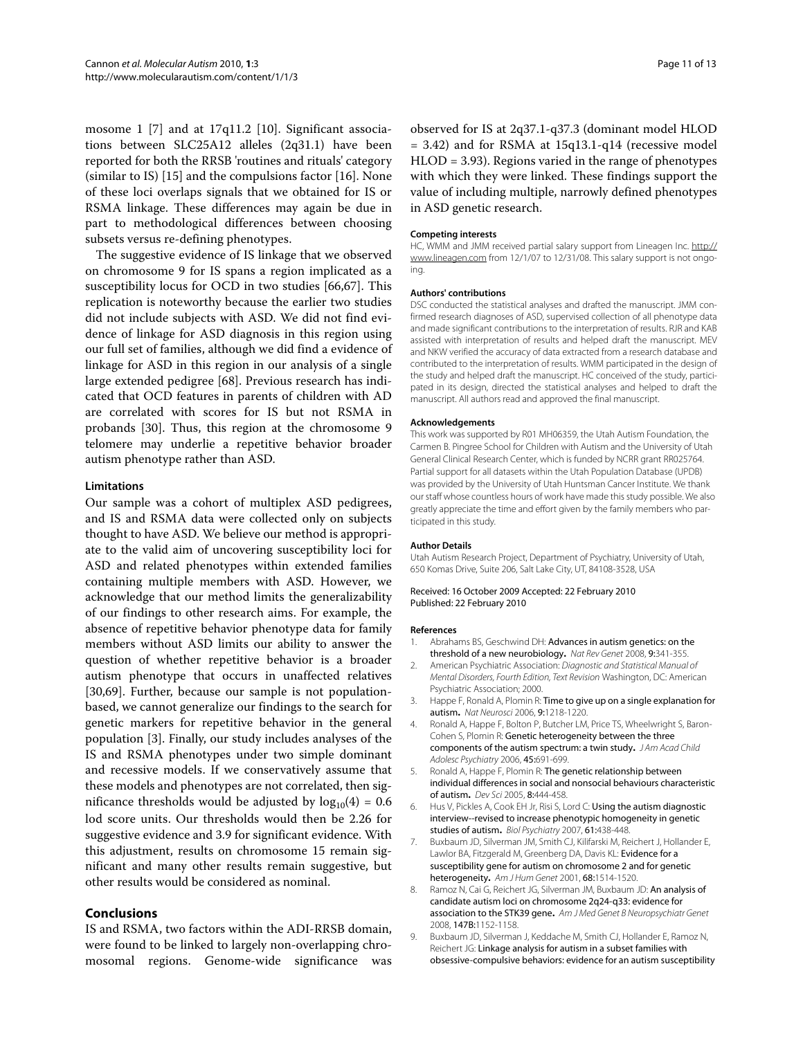mosome 1 [7] and at 17q11.2 [10]. Significant associations between SLC25A12 alleles (2q31.1) have been reported for both the RRSB 'routines and rituals' category (similar to IS) [15] and the compulsions factor [16]. None of these loci overlaps signals that we obtained for IS or RSMA linkage. These differences may again be due in part to methodological differences between choosing subsets versus re-defining phenotypes.

The suggestive evidence of IS linkage that we observed on chromosome 9 for IS spans a region implicated as a susceptibility locus for OCD in two studies [66,67]. This replication is noteworthy because the earlier two studies did not include subjects with ASD. We did not find evidence of linkage for ASD diagnosis in this region using our full set of families, although we did find a evidence of linkage for ASD in this region in our analysis of a single large extended pedigree [68]. Previous research has indicated that OCD features in parents of children with AD are correlated with scores for IS but not RSMA in probands [30]. Thus, this region at the chromosome 9 telomere may underlie a repetitive behavior broader autism phenotype rather than ASD.

### Limitations

Our sample was a cohort of multiplex ASD pedigrees, and IS and RSMA data were collected only on subjects thought to have ASD. We believe our method is appropriate to the valid aim of uncovering susceptibility loci for ASD and related phenotypes within extended families containing multiple members with ASD. However, we acknowledge that our method limits the generalizability of our findings to other research aims. For example, the absence of repetitive behavior phenotype data for family members without ASD limits our ability to answer the question of whether repetitive behavior is a broader autism phenotype that occurs in unaffected relatives [30,69]. Further, because our sample is not population-based, we cannot generalize our findings to the search for genetic markers for repetitive behavior in the general population [3]. Finally, our study includes analyses of the IS and RSMA phenotypes under two simple dominant and recessive models. If we conservatively assume that these models and phenotypes are not correlated, then significance thresholds would be adjusted by $\log_{10}(4) = 0.6$ lod score units. Our thresholds would then be 2.26 for suggestive evidence and 3.9 for significant evidence. With this adjustment, results on chromosome 15 remain significant and many other results remain suggestive, but other results would be considered as nominal.

## Conclusions

IS and RSMA, two factors within the ADI-RRSB domain, were found to be linked to largely non-overlapping chromosomal regions. Genome-wide significance was observed for IS at 2q37.1-q37.3 (dominant model HLOD = 3.42) and for RSMA at 15q13.1-q14 (recessive model HLOD = 3.93). Regions varied in the range of phenotypes with which they were linked. These findings support the value of including multiple, narrowly defined phenotypes in ASD genetic research.

#### Competing interests

HC, WMM and JMM received partial salary support from Lineagen Inc. http://www.lineagen.com from 12/1/07 to 12/31/08. This salary support is not ongoing.

#### Authors' contributions

DSC conducted the statistical analyses and drafted the manuscript. JMM confirmed research diagnoses of ASD, supervised collection of all phenotype data and made significant contributions to the interpretation of results. RJR and KAB assisted with interpretation of results and helped draft the manuscript. MEV and NKW verified the accuracy of data extracted from a research database and contributed to the interpretation of results. WMM participated in the design of the study and helped draft the manuscript. HC conceived of the study, participated in its design, directed the statistical analyses and helped to draft the manuscript. All authors read and approved the final manuscript.

#### Acknowledgements

This work was supported by R01 MH06359, the Utah Autism Foundation, the Carmen B. Pingree School for Children with Autism and the University of Utah General Clinical Research Center, which is funded by NCRR grant RR025764. Partial support for all datasets within the Utah Population Database (UPDB) was provided by the University of Utah Huntsman Cancer Institute. We thank our staff whose countless hours of work have made this study possible. We also greatly appreciate the time and effort given by the family members who participated in this study.

#### Author Details

Utah Autism Research Project, Department of Psychiatry, University of Utah, 650 Komas Drive, Suite 206, Salt Lake City, UT, 84108-3528, USA

Received: 16 October 2009 Accepted: 22 February 2010
Published: 22 February 2010

#### References

1. Abrahams BS, Geschwind DH: **Advances in autism genetics: on the threshold of a new neurobiology.** *Nat Rev Genet* 2008, **9**:341-355.
2. American Psychiatric Association: *Diagnostic and Statistical Manual of Mental Disorders, Fourth Edition, Text Revision* Washington, DC: American Psychiatric Association; 2000.
3. Happe F, Ronald A, Plomin R: **Time to give up on a single explanation for autism.** *Nat Neurosci* 2006, **9**:1218-1220.
4. Ronald A, Happe F, Bolton P, Butcher LM, Price TS, Wheelwright S, Baron-Cohen S, Plomin R: **Genetic heterogeneity between the three components of the autism spectrum: a twin study.** *J Am Acad Child Adolesc Psychiatry* 2006, **45**:691-699.
5. Ronald A, Happe F, Plomin R: **The genetic relationship between individual differences in social and nonsocial behaviours characteristic of autism.** *Dev Sci* 2005, **8**:444-458.
6. Hus V, Pickles A, Cook EH Jr, Risi S, Lord C: **Using the autism diagnostic interview--revised to increase phenotypic homogeneity in genetic studies of autism.** *Biol Psychiatry* 2007, **61**:438-448.
7. Buxbaum JD, Silverman JM, Smith CJ, Kilifarski M, Reichert J, Hollander E, Lawlor BA, Fitzgerald M, Greenberg DA, Davis KL: **Evidence for a susceptibility gene for autism on chromosome 2 and for genetic heterogeneity.** *Am J Hum Genet* 2001, **68**:1514-1520.
8. Ramoz N, Cai G, Reichert JG, Silverman JM, Buxbaum JD: **An analysis of candidate autism loci on chromosome 2q24-q33: evidence for association to the STK39 gene.** *Am J Med Genet B Neuropsychiatr Genet* 2008, **147B**:1152-1158.
9. Buxbaum JD, Silverman J, Keddache M, Smith CJ, Hollander E, Ramoz N, Reichert JG: **Linkage analysis for autism in a subset families with obsessive-compulsive behaviors: evidence for an autism susceptibility**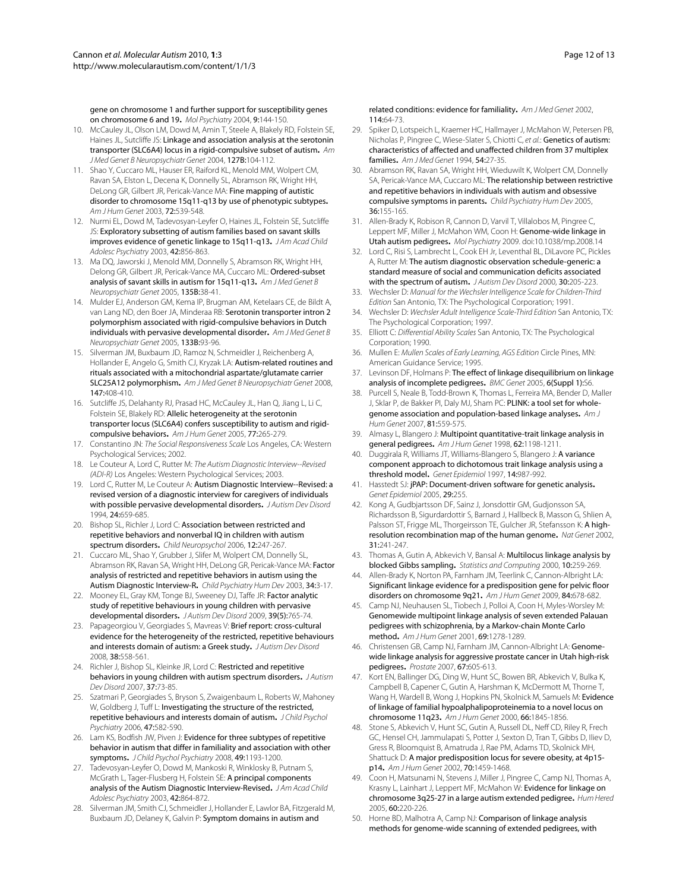gene on chromosome 1 and further support for susceptibility genes on chromosome 6 and 19. *Mol Psychiatry* 2004, **9**:144-150.

10. McCauley JL, Olson LM, Dowd M, Amin T, Steele A, Blakely RD, Folstein SE, Haines JL, Sutcliffe JS: **Linkage and association analysis at the serotonin transporter (SLC6A4) locus in a rigid-compulsive subset of autism.** *Am J Med Genet B Neuropsychiatr Genet* 2004, **127B**:104-112.
11. Shao Y, Cuccaro ML, Hauser ER, Raiford KL, Menold MM, Wolpert CM, Ravan SA, Elston L, Decena K, Donnelly SL, Abramson RK, Wright HH, DeLong GR, Gilbert JR, Pericak-Vance MA: **Fine mapping of autistic disorder to chromosome 15q11-q13 by use of phenotypic subtypes.** *Am J Hum Genet* 2003, **72**:539-548.
12. Nurmi EL, Dowd M, Tadevosyan-Leyfer O, Haines JL, Folstein SE, Sutcliffe JS: **Exploratory subsetting of autism families based on savant skills improves evidence of genetic linkage to 15q11-q13.** *J Am Acad Child Adolesc Psychiatry* 2003, **42**:856-863.
13. Ma DQ, Jaworski J, Menold MM, Donnelly S, Abramson RK, Wright HH, Delong GR, Gilbert JR, Pericak-Vance MA, Cuccaro ML: **Ordered-subset analysis of savant skills in autism for 15q11-q13.** *Am J Med Genet B Neuropsychiatr Genet* 2005, **135B**:38-41.
14. Mulder EJ, Anderson GM, Kema IP, Brugman AM, Ketelaars CE, de Bildt A, van Lang ND, den Boer JA, Minderaa RB: **Serotonin transporter intron 2 polymorphism associated with rigid-compulsive behaviors in Dutch individuals with pervasive developmental disorder.** *Am J Med Genet B Neuropsychiatr Genet* 2005, **133B**:93-96.
15. Silverman JM, Buxbaum JD, Ramoz N, Schmeidler J, Reichenberg A, Hollander E, Angelo G, Smith CJ, Kryzak LA: **Autism-related routines and rituals associated with a mitochondrial aspartate/glutamate carrier SLC25A12 polymorphism.** *Am J Med Genet B Neuropsychiatr Genet* 2008, **147**:408-410.
16. Sutcliffe JS, Delahanty RJ, Prasad HC, McCauley JL, Han Q, Jiang L, Li C, Folstein SE, Blakely RD: **Allelic heterogeneity at the serotonin transporter locus (SLC6A4) confers susceptibility to autism and rigid-compulsive behaviors.** *Am J Hum Genet* 2005, **77**:265-279.
17. Constantino JN: *The Social Responsiveness Scale* Los Angeles, CA: Western Psychological Services; 2002.
18. Le Couteur A, Lord C, Rutter M: *The Autism Diagnostic Interview--Revised (ADI-R)* Los Angeles: Western Psychological Services; 2003.
19. Lord C, Rutter M, Le Couteur A: **Autism Diagnostic Interview--Revised: a revised version of a diagnostic interview for caregivers of individuals with possible pervasive developmental disorders.** *J Autism Dev Disord* 1994, **24**:659-685.
20. Bishop SL, Richler J, Lord C: **Association between restricted and repetitive behaviors and nonverbal IQ in children with autism spectrum disorders.** *Child Neuropsychol* 2006, **12**:247-267.
21. Cuccaro ML, Shao Y, Grubber J, Slifer M, Wolpert CM, Donnelly SL, Abramson RK, Ravan SA, Wright HH, DeLong GR, Pericak-Vance MA: **Factor analysis of restricted and repetitive behaviors in autism using the Autism Diagnostic Interview-R.** *Child Psychiatry Hum Dev* 2003, **34**:3-17.
22. Mooney EL, Gray KM, Tonge BJ, Sweeney DJ, Taffe JR: **Factor analytic study of repetitive behaviours in young children with pervasive developmental disorders.** *J Autism Dev Disord* 2009, **39(5)**:765-74.
23. Papageorgiou V, Georgiades S, Mavreas V: **Brief report: cross-cultural evidence for the heterogeneity of the restricted, repetitive behaviours and interests domain of autism: a Greek study.** *J Autism Dev Disord* 2008, **38**:558-561.
24. Richler J, Bishop SL, Kleinke JR, Lord C: **Restricted and repetitive behaviors in young children with autism spectrum disorders.** *J Autism Dev Disord* 2007, **37**:73-85.
25. Szatmari P, Georgiades S, Bryson S, Zwaigenbaum L, Roberts W, Mahoney W, Goldberg J, Tuff L: **Investigating the structure of the restricted, repetitive behaviours and interests domain of autism.** *J Child Psychol Psychiatry* 2006, **47**:582-590.
26. Lam KS, Bodfish JW, Piven J: **Evidence for three subtypes of repetitive behavior in autism that differ in familiality and association with other symptoms.** *J Child Psychol Psychiatry* 2008, **49**:1193-1200.
27. Tadevosyan-Leyfer O, Dowd M, Mankoski R, Winklosky B, Putnam S, McGrath L, Tager-Flusberg H, Folstein SE: **A principal components analysis of the Autism Diagnostic Interview-Revised.** *J Am Acad Child Adolesc Psychiatry* 2003, **42**:864-872.
28. Silverman JM, Smith CJ, Schmeidler J, Hollander E, Lawlor BA, Fitzgerald M, Buxbaum JD, Delaney K, Galvin P: **Symptom domains in autism and related conditions: evidence for familiality.** *Am J Med Genet* 2002, **114**:64-73.
29. Spiker D, Lotspeich L, Kraemer HC, Hallmayer J, McMahon W, Petersen PB, Nicholas P, Pingree C, Wiese-Slater S, Chiotti C, *et al.*: **Genetics of autism: characteristics of affected and unaffected children from 37 multiplex families.** *Am J Med Genet* 1994, **54**:27-35.
30. Abramson RK, Ravan SA, Wright HH, Wieduwilt K, Wolpert CM, Donnelly SA, Pericak-Vance MA, Cuccaro ML: **The relationship between restrictive and repetitive behaviors in individuals with autism and obsessive compulsive symptoms in parents.** *Child Psychiatry Hum Dev* 2005, **36**:155-165.
31. Allen-Brady K, Robison R, Cannon D, Varvil T, Villalobos M, Pingree C, Leppert MF, Miller J, McMahon WM, Coon H: **Genome-wide linkage in Utah autism pedigrees.** *Mol Psychiatry* 2009. doi:10.1038/mp.2008.14
32. Lord C, Risi S, Lambrecht L, Cook EH Jr, Leventhal BL, DiLavore PC, Pickles A, Rutter M: **The autism diagnostic observation schedule-generic: a standard measure of social and communication deficits associated with the spectrum of autism.** *J Autism Dev Disord* 2000, **30**:205-223.
33. Wechsler D: *Manual for the Wechsler Intelligence Scale for Children-Third Edition* San Antonio, TX: The Psychological Corporation; 1991.
34. Wechsler D: *Wechsler Adult Intelligence Scale-Third Edition* San Antonio, TX: The Psychological Corporation; 1997.
35. Elliott C: *Differential Ability Scales* San Antonio, TX: The Psychological Corporation; 1990.
36. Mullen E: *Mullen Scales of Early Learning, AGS Edition* Circle Pines, MN: American Guidance Service; 1995.
37. Levinson DF, Holmans P: **The effect of linkage disequilibrium on linkage analysis of incomplete pedigrees.** *BMC Genet* 2005, **6(Suppl 1)**:S6.
38. Purcell S, Neale B, Todd-Brown K, Thomas L, Ferreira MA, Bender D, Maller J, Sklar P, de Bakker PI, Daly MJ, Sham PC: **PLINK: a tool set for whole-genome association and population-based linkage analyses.** *Am J Hum Genet* 2007, **81**:559-575.
39. Almasy L, Blangero J: **Multipoint quantitative-trait linkage analysis in general pedigrees.** *Am J Hum Genet* 1998, **62**:1198-1211.
40. Duggirala R, Williams JT, Williams-Blangero S, Blangero J: **A variance component approach to dichotomous trait linkage analysis using a threshold model.** *Genet Epidemiol* 1997, **14**:987-992.
41. Hasstedt SJ: **jPAP: Document-driven software for genetic analysis.** *Genet Epidemiol* 2005, **29**:255.
42. Kong A, Gudbjartsson DF, Sainz J, Jonsdottir GM, Gudjonsson SA, Richardsson B, Sigurdardottir S, Barnard J, Hallbeck B, Masson G, Shlien A, Palsson ST, Frigge ML, Thorgeirsson TE, Gulcher JR, Stefansson K: **A high-resolution recombination map of the human genome.** *Nat Genet* 2002, **31**:241-247.
43. Thomas A, Gutin A, Abkevich V, Bansal A: **Multilocus linkage analysis by blocked Gibbs sampling.** *Statistics and Computing* 2000, **10**:259-269.
44. Allen-Brady K, Norton PA, Farnham JM, Teerlink C, Cannon-Albright LA: **Significant linkage evidence for a predisposition gene for pelvic floor disorders on chromosome 9q21.** *Am J Hum Genet* 2009, **84**:678-682.
45. Camp NJ, Neuhausen SL, Tiobech J, Polloi A, Coon H, Myles-Worsley M: **Genomewide multipoint linkage analysis of seven extended Palauan pedigrees with schizophrenia, by a Markov-chain Monte Carlo method.** *Am J Hum Genet* 2001, **69**:1278-1289.
46. Christensen GB, Camp NJ, Farnham JM, Cannon-Albright LA: **Genome-wide linkage analysis for aggressive prostate cancer in Utah high-risk pedigrees.** *Prostate* 2007, **67**:605-613.
47. Kort EN, Ballinger DG, Ding W, Hunt SC, Bowen BR, Abkevich V, Bulka K, Campbell B, Capener C, Gutin A, Harshman K, McDermott M, Thorne T, Wang H, Wardell B, Wong J, Hopkins PN, Skolnick M, Samuels M: **Evidence of linkage of familial hypoalphalipoproteinemia to a novel locus on chromosome 11q23.** *Am J Hum Genet* 2000, **66**:1845-1856.
48. Stone S, Abkevich V, Hunt SC, Gutin A, Russell DL, Neff CD, Riley R, Frech GC, Hensel CH, Jammulapati S, Potter J, Sexton D, Tran T, Gibbs D, Iliev D, Gress R, Bloomquist B, Amatruda J, Rae PM, Adams TD, Skolnick MH, Shattuck D: **A major predisposition locus for severe obesity, at 4p15-p14.** *Am J Hum Genet* 2002, **70**:1459-1468.
49. Coon H, Matsunami N, Stevens J, Miller J, Pingree C, Camp NJ, Thomas A, Krasny L, Lainhart J, Leppert MF, McMahon W: **Evidence for linkage on chromosome 3q25-27 in a large autism extended pedigree.** *Hum Hered* 2005, **60**:220-226.
50. Horne BD, Malhotra A, Camp NJ: **Comparison of linkage analysis methods for genome-wide scanning of extended pedigrees, with**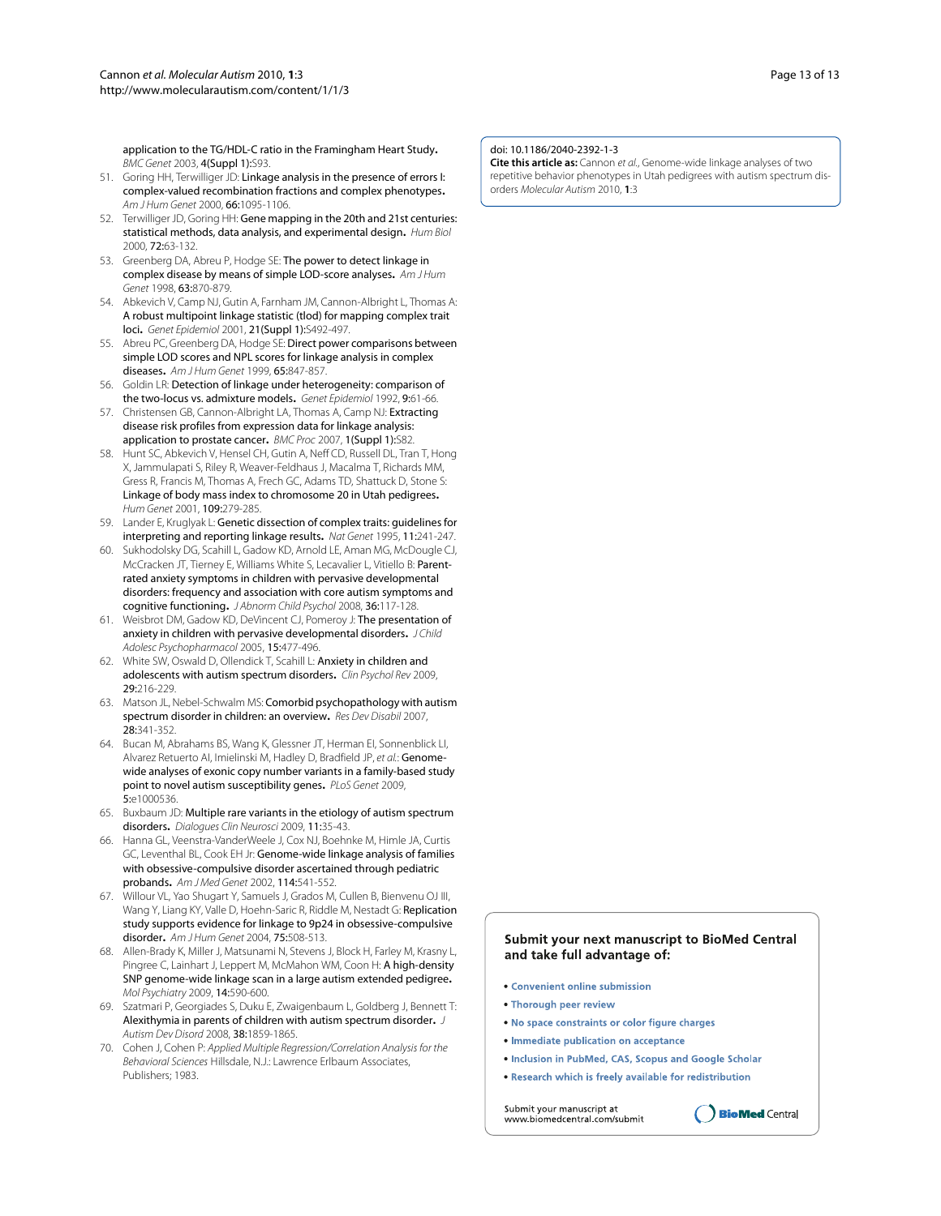application to the TG/HDL-C ratio in the Framingham Heart Study. *BMC Genet* 2003, **4(Suppl 1):**S93.

51. Goring HH, Terwilliger JD: Linkage analysis in the presence of errors I: complex-valued recombination fractions and complex phenotypes. *Am J Hum Genet* 2000, **66:**1095-1106.
52. Terwilliger JD, Goring HH: Gene mapping in the 20th and 21st centuries: statistical methods, data analysis, and experimental design. *Hum Biol* 2000, **72:**63-132.
53. Greenberg DA, Abreu P, Hodge SE: The power to detect linkage in complex disease by means of simple LOD-score analyses. *Am J Hum Genet* 1998, **63:**870-879.
54. Abkevich V, Camp NJ, Gutin A, Farnham JM, Cannon-Albright L, Thomas A: A robust multipoint linkage statistic (tlod) for mapping complex trait loci. *Genet Epidemiol* 2001, **21(Suppl 1):**S492-497.
55. Abreu PC, Greenberg DA, Hodge SE: Direct power comparisons between simple LOD scores and NPL scores for linkage analysis in complex diseases. *Am J Hum Genet* 1999, **65:**847-857.
56. Goldin LR: Detection of linkage under heterogeneity: comparison of the two-locus vs. admixture models. *Genet Epidemiol* 1992, **9:**61-66.
57. Christensen GB, Cannon-Albright LA, Thomas A, Camp NJ: Extracting disease risk profiles from expression data for linkage analysis: application to prostate cancer. *BMC Proc* 2007, **1(Suppl 1):**S82.
58. Hunt SC, Abkevich V, Hensel CH, Gutin A, Neff CD, Russell DL, Tran T, Hong X, Jammulapati S, Riley R, Weaver-Feldhaus J, Macalma T, Richards MM, Gress R, Francis M, Thomas A, Frech GC, Adams TD, Shattuck D, Stone S: Linkage of body mass index to chromosome 20 in Utah pedigrees. *Hum Genet* 2001, **109:**279-285.
59. Lander E, Kruglyak L: Genetic dissection of complex traits: guidelines for interpreting and reporting linkage results. *Nat Genet* 1995, **11:**241-247.
60. Sukhodolsky DG, Scahill L, Gadow KD, Arnold LE, Aman MG, McDougle CJ, McCracken JT, Tierney E, Williams White S, Lecavalier L, Vitiello B: Parent-rated anxiety symptoms in children with pervasive developmental disorders: frequency and association with core autism symptoms and cognitive functioning. *J Abnorm Child Psychol* 2008, **36:**117-128.
61. Weisbrot DM, Gadow KD, DeVincent CJ, Pomeroy J: The presentation of anxiety in children with pervasive developmental disorders. *J Child Adolesc Psychopharmacol* 2005, **15:**477-496.
62. White SW, Oswald D, Ollendick T, Scahill L: Anxiety in children and adolescents with autism spectrum disorders. *Clin Psychol Rev* 2009, **29:**216-229.
63. Matson JL, Nebel-Schwalm MS: Comorbid psychopathology with autism spectrum disorder in children: an overview. *Res Dev Disabil* 2007, **28:**341-352.
64. Bucan M, Abrahams BS, Wang K, Glessner JT, Herman EI, Sonnenblick LI, Alvarez Retuerto AI, Imielinski M, Hadley D, Bradfield JP, *et al.*: Genome-wide analyses of exonic copy number variants in a family-based study point to novel autism susceptibility genes. *PLoS Genet* 2009, **5:**e1000536.
65. Buxbaum JD: Multiple rare variants in the etiology of autism spectrum disorders. *Dialogues Clin Neurosci* 2009, **11:**35-43.
66. Hanna GL, Veenstra-VanderWeele J, Cox NJ, Boehnke M, Himle JA, Curtis GC, Leventhal BL, Cook EH Jr: Genome-wide linkage analysis of families with obsessive-compulsive disorder ascertained through pediatric probands. *Am J Med Genet* 2002, **114:**541-552.
67. Willour VL, Yao Shugart Y, Samuels J, Grados M, Cullen B, Bienvenu OJ III, Wang Y, Liang KY, Valle D, Hoehn-Saric R, Riddle M, Nestadt G: Replication study supports evidence for linkage to 9p24 in obsessive-compulsive disorder. *Am J Hum Genet* 2004, **75:**508-513.
68. Allen-Brady K, Miller J, Matsunami N, Stevens J, Block H, Farley M, Krasny L, Pingree C, Lainhart J, Leppert M, McMahon WM, Coon H: A high-density SNP genome-wide linkage scan in a large autism extended pedigree. *Mol Psychiatry* 2009, **14:**590-600.
69. Szatmari P, Georgiades S, Duku E, Zwaigenbaum L, Goldberg J, Bennett T: Alexithymia in parents of children with autism spectrum disorder. *J Autism Dev Disord* 2008, **38:**1859-1865.
70. Cohen J, Cohen P: *Applied Multiple Regression/Correlation Analysis for the Behavioral Sciences* Hillsdale, N.J.: Lawrence Erlbaum Associates, Publishers; 1983.

doi: 10.1186/2040-2392-1-3

**Cite this article as:** Cannon *et al.*, Genome-wide linkage analyses of two repetitive behavior phenotypes in Utah pedigrees with autism spectrum disorders *Molecular Autism* 2010, **1**:3

**Submit your next manuscript to BioMed Central and take full advantage of:**

- Convenient online submission
- Thorough peer review
- No space constraints or color figure charges
- Immediate publication on acceptance
- Inclusion in PubMed, CAS, Scopus and Google Scholar
- Research which is freely available for redistribution

Submit your manuscript at www.biomedcentral.com/submit

BioMed Central